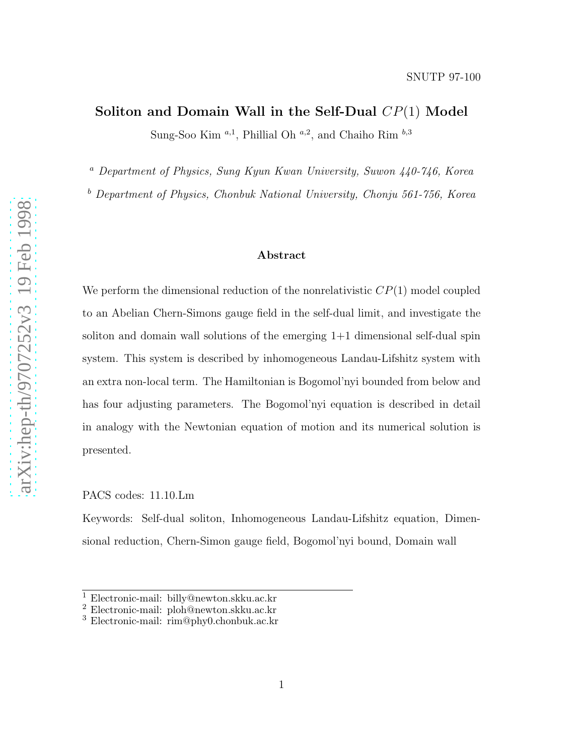SNUTP 97-100

# Soliton and Domain Wall in the Self-Dual $CP(1)$ Model

Sung-Soo Kim [a,1], Phillial Oh [a,2], and Chaiho Rim [b,3]

[a] *Department of Physics, Sung Kyun Kwan University, Suwon 440-746, Korea*

[b] *Department of Physics, Chonbuk National University, Chonju 561-756, Korea*

### Abstract

We perform the dimensional reduction of the nonrelativistic $CP(1)$ model coupled to an Abelian Chern-Simons gauge field in the self-dual limit, and investigate the soliton and domain wall solutions of the emerging 1+1 dimensional self-dual spin system. This system is described by inhomogeneous Landau-Lifshitz system with an extra non-local term. The Hamiltonian is Bogomol'nyi bounded from below and has four adjusting parameters. The Bogomol'nyi equation is described in detail in analogy with the Newtonian equation of motion and its numerical solution is presented.

PACS codes: 11.10.Lm

Keywords: Self-dual soliton, Inhomogeneous Landau-Lifshitz equation, Dimensional reduction, Chern-Simon gauge field, Bogomol'nyi bound, Domain wall

---

[1] Electronic-mail: billy@newton.skku.ac.kr

[2] Electronic-mail: ploh@newton.skku.ac.kr

[3] Electronic-mail: rim@phy0.chonbuk.ac.kr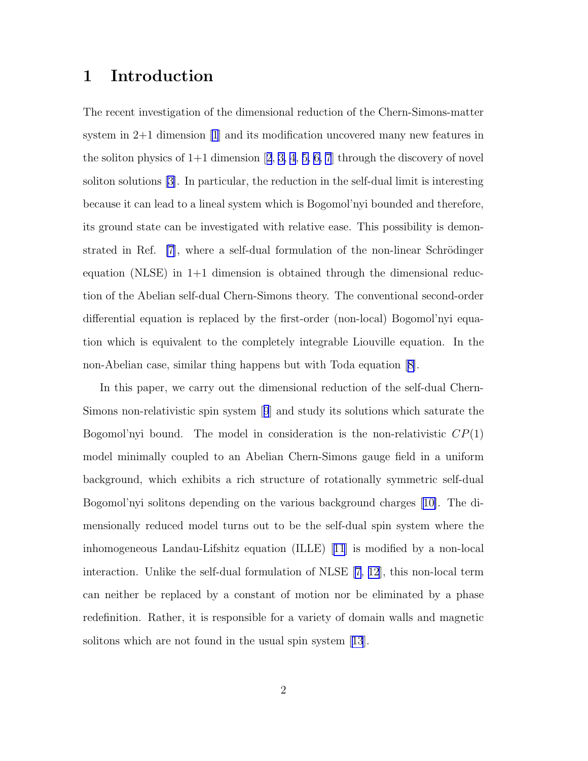# 1 Introduction

The recent investigation of the dimensional reduction of the Chern-Simons-matter system in 2+1 dimension [1] and its modification uncovered many new features in the soliton physics of 1+1 dimension [2, 3, 4, 5, 6, 7] through the discovery of novel soliton solutions [3]. In particular, the reduction in the self-dual limit is interesting because it can lead to a lineal system which is Bogomol'nyi bounded and therefore, its ground state can be investigated with relative ease. This possibility is demonstrated in Ref. [7], where a self-dual formulation of the non-linear Schrödinger equation (NLSE) in 1+1 dimension is obtained through the dimensional reduction of the Abelian self-dual Chern-Simons theory. The conventional second-order differential equation is replaced by the first-order (non-local) Bogomol'nyi equation which is equivalent to the completely integrable Liouville equation. In the non-Abelian case, similar thing happens but with Toda equation [8].

In this paper, we carry out the dimensional reduction of the self-dual Chern-Simons non-relativistic spin system [9] and study its solutions which saturate the Bogomol'nyi bound. The model in consideration is the non-relativistic $CP(1)$ model minimally coupled to an Abelian Chern-Simons gauge field in a uniform background, which exhibits a rich structure of rotationally symmetric self-dual Bogomol'nyi solitons depending on the various background charges [10]. The dimensionally reduced model turns out to be the self-dual spin system where the inhomogeneous Landau-Lifshitz equation (ILLE) [11] is modified by a non-local interaction. Unlike the self-dual formulation of NLSE [7, 12], this non-local term can neither be replaced by a constant of motion nor be eliminated by a phase redefinition. Rather, it is responsible for a variety of domain walls and magnetic solitons which are not found in the usual spin system [13].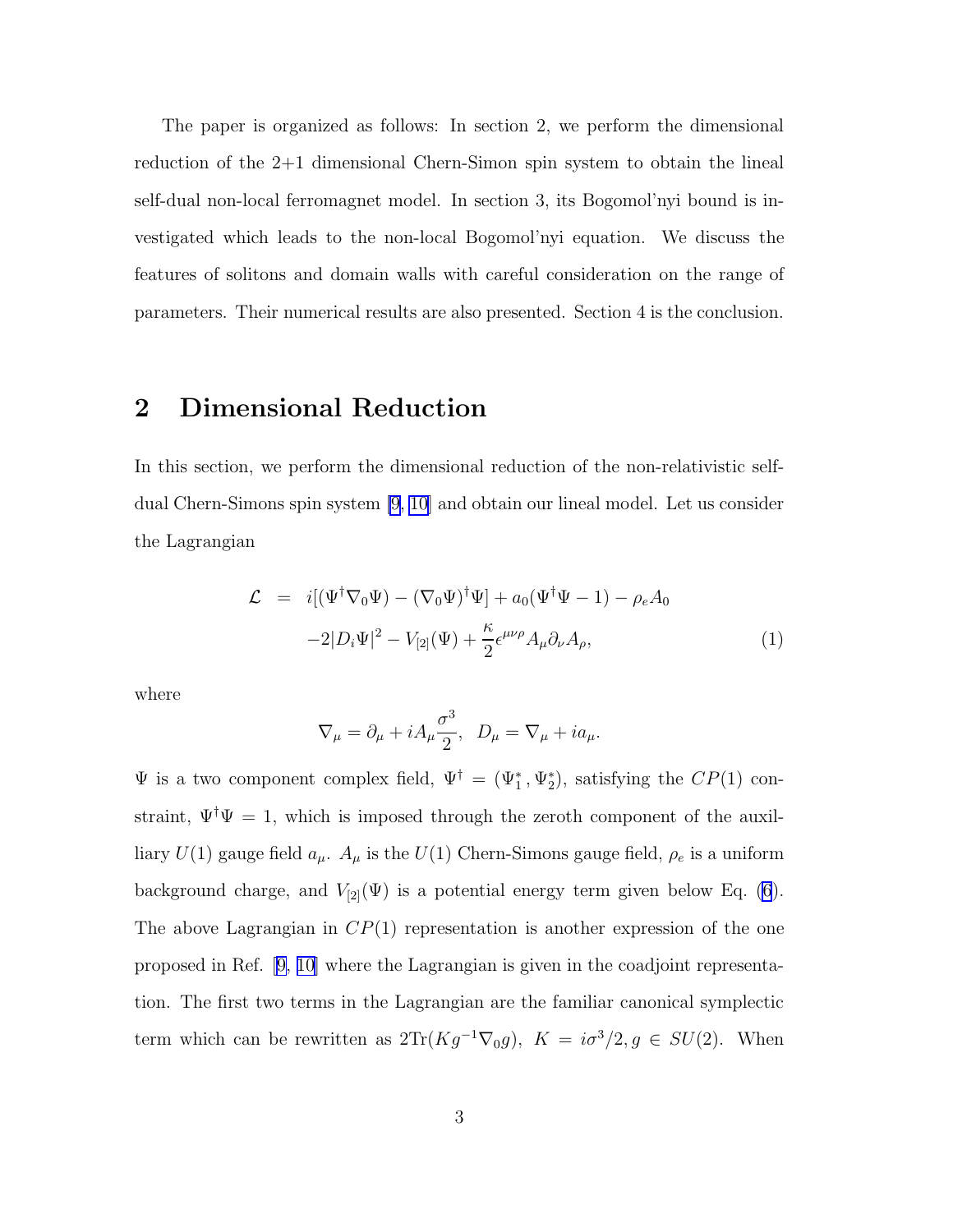The paper is organized as follows: In section 2, we perform the dimensional reduction of the 2+1 dimensional Chern-Simon spin system to obtain the lineal self-dual non-local ferromagnet model. In section 3, its Bogomol'nyi bound is investigated which leads to the non-local Bogomol'nyi equation. We discuss the features of solitons and domain walls with careful consideration on the range of parameters. Their numerical results are also presented. Section 4 is the conclusion.

## 2 Dimensional Reduction

In this section, we perform the dimensional reduction of the non-relativistic self-dual Chern-Simons spin system [9, 10] and obtain our lineal model. Let us consider the Lagrangian

$$
\begin{aligned}
\mathcal{L} &= i[(\Psi^\dagger \nabla_0 \Psi) - (\nabla_0 \Psi)^\dagger \Psi] + a_0(\Psi^\dagger \Psi - 1) - \rho_e A_0 \\
&\quad -2|D_i \Psi|^2 - V_{[2]}(\Psi) + \frac{\kappa}{2}\epsilon^{\mu\nu\rho} A_\mu \partial_\nu A_\rho, \qquad (1)
\end{aligned}
$$

where

$$
\nabla_\mu = \partial_\mu + i A_\mu \frac{\sigma^3}{2}, \quad D_\mu = \nabla_\mu + i a_\mu.
$$

$\Psi$ is a two component complex field, $\Psi^\dagger = (\Psi_1^*, \Psi_2^*)$, satisfying the $CP(1)$ constraint, $\Psi^\dagger \Psi = 1$, which is imposed through the zeroth component of the auxiliary $U(1)$ gauge field $a_\mu$. $A_\mu$ is the $U(1)$ Chern-Simons gauge field, $\rho_e$ is a uniform background charge, and $V_{[2]}(\Psi)$ is a potential energy term given below Eq. (6). The above Lagrangian in $CP(1)$ representation is another expression of the one proposed in Ref. [9, 10] where the Lagrangian is given in the coadjoint representation. The first two terms in the Lagrangian are the familiar canonical symplectic term which can be rewritten as $2\mathrm{Tr}(Kg^{-1}\nabla_0 g)$, $K = i\sigma^3/2, g \in SU(2)$. When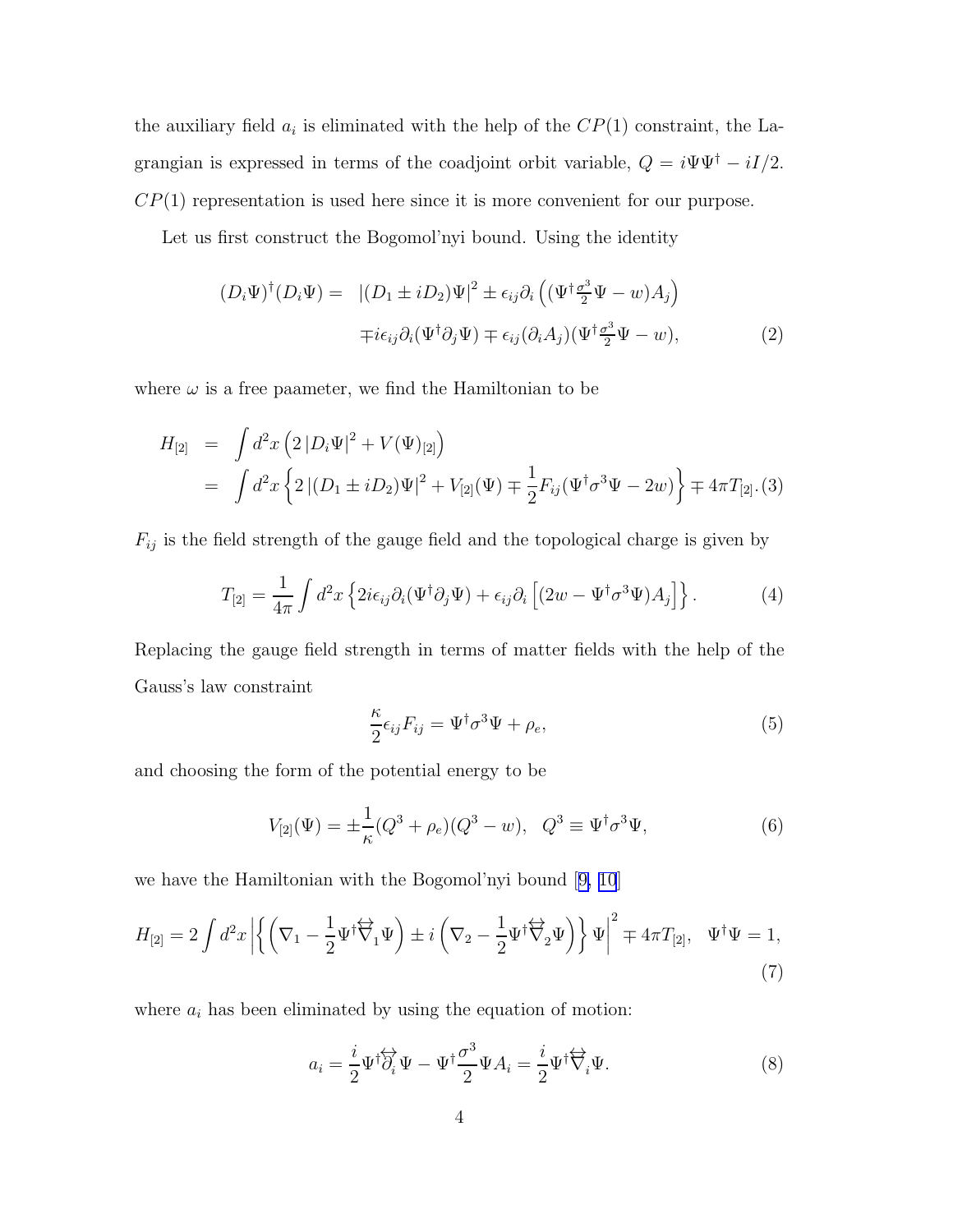the auxiliary field $a_i$ is eliminated with the help of the $CP(1)$ constraint, the Lagrangian is expressed in terms of the coadjoint orbit variable, $Q = i\Psi\Psi^\dagger - iI/2$. $CP(1)$ representation is used here since it is more convenient for our purpose.

Let us first construct the Bogomol'nyi bound. Using the identity

$$
\begin{aligned}
(D_i\Psi)^\dagger(D_i\Psi) = \; & |(D_1 \pm iD_2)\Psi|^2 \pm \epsilon_{ij}\partial_i\left((\Psi^\dagger \tfrac{\sigma^3}{2}\Psi - w)A_j\right) \\
& \mp i\epsilon_{ij}\partial_i(\Psi^\dagger\partial_j\Psi) \mp \epsilon_{ij}(\partial_i A_j)(\Psi^\dagger \tfrac{\sigma^3}{2}\Psi - w),
\end{aligned}
\tag{2}
$$

where $\omega$ is a free paameter, we find the Hamiltonian to be

$$
\begin{aligned}
H_{[2]} &= \int d^2x \left(2\,|D_i\Psi|^2 + V(\Psi)_{[2]}\right) \\
&= \int d^2x \left\{2\,|(D_1 \pm iD_2)\Psi|^2 + V_{[2]}(\Psi) \mp \frac{1}{2}F_{ij}(\Psi^\dagger\sigma^3\Psi - 2w)\right\} \mp 4\pi T_{[2]}.
\end{aligned}
\tag{3}
$$

$F_{ij}$ is the field strength of the gauge field and the topological charge is given by

$$
T_{[2]} = \frac{1}{4\pi}\int d^2x \left\{2i\epsilon_{ij}\partial_i(\Psi^\dagger\partial_j\Psi) + \epsilon_{ij}\partial_i\left[(2w - \Psi^\dagger\sigma^3\Psi)A_j\right]\right\}. \tag{4}
$$

Replacing the gauge field strength in terms of matter fields with the help of the Gauss's law constraint

$$
\frac{\kappa}{2}\epsilon_{ij}F_{ij} = \Psi^\dagger\sigma^3\Psi + \rho_e, \tag{5}
$$

and choosing the form of the potential energy to be

$$
V_{[2]}(\Psi) = \pm\frac{1}{\kappa}(Q^3 + \rho_e)(Q^3 - w), \quad Q^3 \equiv \Psi^\dagger\sigma^3\Psi, \tag{6}
$$

we have the Hamiltonian with the Bogomol'nyi bound [9, 10]

$$
H_{[2]} = 2\int d^2x \left|\left\{\left(\nabla_1 - \frac{1}{2}\Psi^\dagger\overleftrightarrow{\nabla}_1\Psi\right) \pm i\left(\nabla_2 - \frac{1}{2}\Psi^\dagger\overleftrightarrow{\nabla}_2\Psi\right)\right\}\Psi\right|^2 \mp 4\pi T_{[2]}, \quad \Psi^\dagger\Psi = 1,
\tag{7}
$$

where $a_i$ has been eliminated by using the equation of motion:

$$
a_i = \frac{i}{2}\Psi^\dagger\overleftrightarrow{\partial_i}\Psi - \Psi^\dagger\frac{\sigma^3}{2}\Psi A_i = \frac{i}{2}\Psi^\dagger\overleftrightarrow{\nabla}_i\Psi. \tag{8}
$$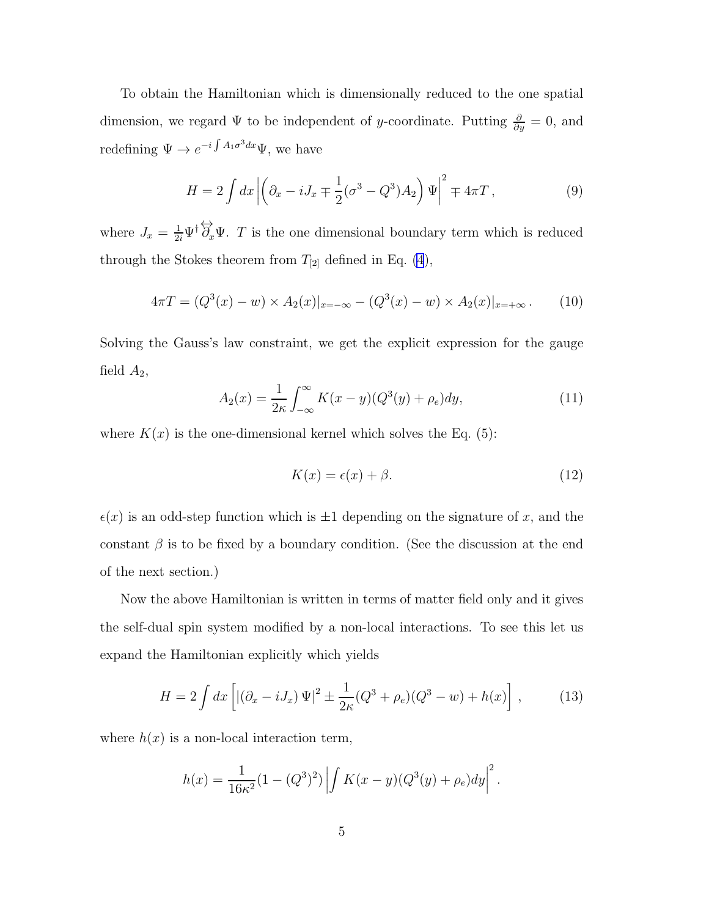To obtain the Hamiltonian which is dimensionally reduced to the one spatial dimension, we regard $\Psi$ to be independent of $y$-coordinate. Putting $\frac{\partial}{\partial y} = 0$, and redefining $\Psi \rightarrow e^{-i\int A_1 \sigma^3 dx}\Psi$, we have

$$H = 2\int dx \left| \left( \partial_x - iJ_x \mp \frac{1}{2}(\sigma^3 - Q^3)A_2 \right) \Psi \right|^2 \mp 4\pi T \,, \tag{9}$$

where $J_x = \frac{1}{2i}\Psi^\dagger \overleftrightarrow{\partial_x}\Psi$. $T$ is the one dimensional boundary term which is reduced through the Stokes theorem from $T_{[2]}$ defined in Eq. (4),

$$4\pi T = (Q^3(x) - w) \times A_2(x)|_{x=-\infty} - (Q^3(x) - w) \times A_2(x)|_{x=+\infty} \,. \tag{10}$$

Solving the Gauss's law constraint, we get the explicit expression for the gauge field $A_2$,

$$A_2(x) = \frac{1}{2\kappa}\int_{-\infty}^{\infty} K(x-y)(Q^3(y) + \rho_e)dy, \tag{11}$$

where $K(x)$ is the one-dimensional kernel which solves the Eq. (5):

$$K(x) = \epsilon(x) + \beta. \tag{12}$$

$\epsilon(x)$ is an odd-step function which is $\pm 1$ depending on the signature of $x$, and the constant $\beta$ is to be fixed by a boundary condition. (See the discussion at the end of the next section.)

Now the above Hamiltonian is written in terms of matter field only and it gives the self-dual spin system modified by a non-local interactions. To see this let us expand the Hamiltonian explicitly which yields

$$H = 2\int dx \left[ |(\partial_x - iJ_x)\Psi|^2 \pm \frac{1}{2\kappa}(Q^3 + \rho_e)(Q^3 - w) + h(x) \right] , \tag{13}$$

where $h(x)$ is a non-local interaction term,

$$h(x) = \frac{1}{16\kappa^2}(1 - (Q^3)^2)\left| \int K(x-y)(Q^3(y) + \rho_e)dy \right|^2 .$$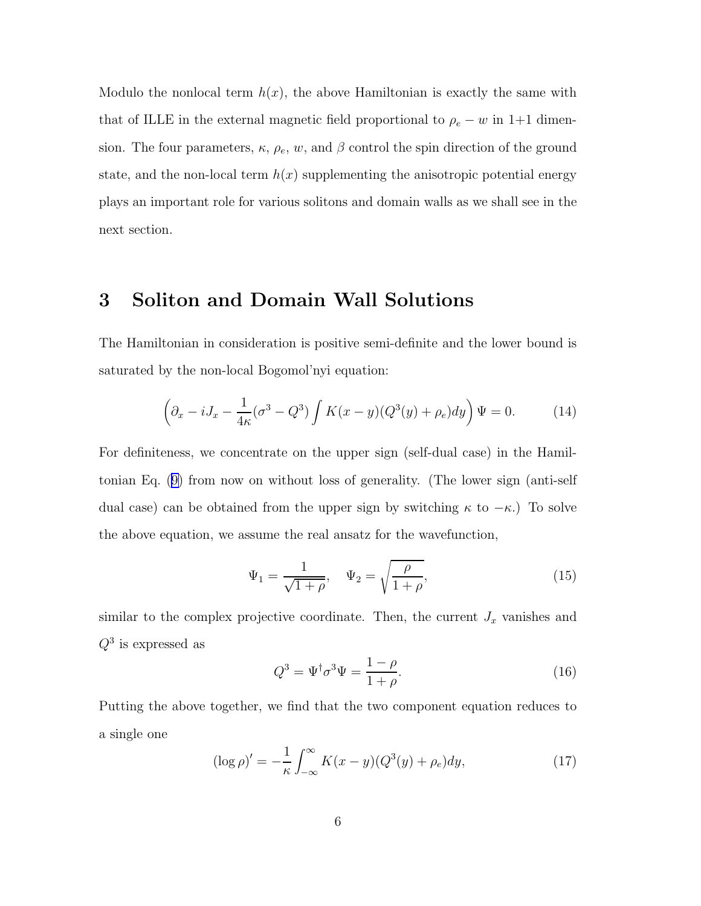Modulo the nonlocal term $h(x)$, the above Hamiltonian is exactly the same with that of ILLE in the external magnetic field proportional to $\rho_e - w$ in 1+1 dimension. The four parameters, $\kappa$, $\rho_e$, $w$, and $\beta$ control the spin direction of the ground state, and the non-local term $h(x)$ supplementing the anisotropic potential energy plays an important role for various solitons and domain walls as we shall see in the next section.

# 3 Soliton and Domain Wall Solutions

The Hamiltonian in consideration is positive semi-definite and the lower bound is saturated by the non-local Bogomol'nyi equation:

$$\left(\partial_x - iJ_x - \frac{1}{4\kappa}(\sigma^3 - Q^3)\int K(x-y)(Q^3(y)+\rho_e)dy\right)\Psi = 0. \tag{14}$$

For definiteness, we concentrate on the upper sign (self-dual case) in the Hamiltonian Eq. (9) from now on without loss of generality. (The lower sign (anti-self dual case) can be obtained from the upper sign by switching $\kappa$ to $-\kappa$.) To solve the above equation, we assume the real ansatz for the wavefunction,

$$\Psi_1 = \frac{1}{\sqrt{1+\rho}}, \quad \Psi_2 = \sqrt{\frac{\rho}{1+\rho}}, \tag{15}$$

similar to the complex projective coordinate. Then, the current $J_x$ vanishes and $Q^3$ is expressed as

$$Q^3 = \Psi^\dagger \sigma^3 \Psi = \frac{1-\rho}{1+\rho}. \tag{16}$$

Putting the above together, we find that the two component equation reduces to a single one

$$(\log \rho)' = -\frac{1}{\kappa}\int_{-\infty}^{\infty} K(x-y)(Q^3(y)+\rho_e)dy, \tag{17}$$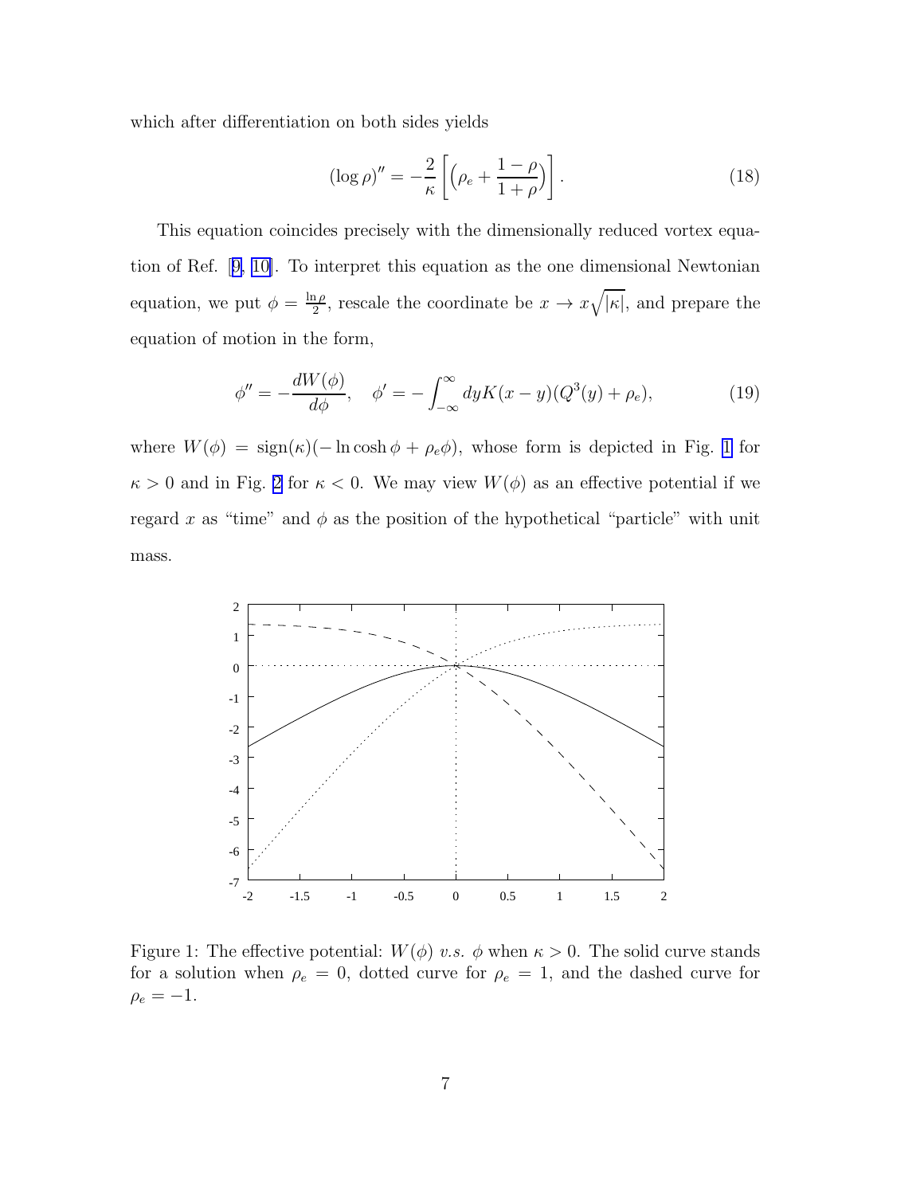which after differentiation on both sides yields

$$(\log \rho)'' = -\frac{2}{\kappa}\left[\Big(\rho_e + \frac{1-\rho}{1+\rho}\Big)\right]. \tag{18}$$

This equation coincides precisely with the dimensionally reduced vortex equation of Ref. [9, 10]. To interpret this equation as the one dimensional Newtonian equation, we put $\phi = \frac{\ln \rho}{2}$, rescale the coordinate be $x \to x\sqrt{|\kappa|}$, and prepare the equation of motion in the form,

$$\phi'' = -\frac{dW(\phi)}{d\phi}, \quad \phi' = -\int_{-\infty}^{\infty} dy K(x-y)(Q^3(y) + \rho_e), \tag{19}$$

where $W(\phi) = \mathrm{sign}(\kappa)(-\ln\cosh\phi + \rho_e\phi)$, whose form is depicted in Fig. 1 for $\kappa > 0$ and in Fig. 2 for $\kappa < 0$. We may view $W(\phi)$ as an effective potential if we regard $x$ as "time" and $\phi$ as the position of the hypothetical "particle" with unit mass.

Figure 1: The effective potential: $W(\phi)$ *v.s.* $\phi$ when $\kappa > 0$. The solid curve stands for a solution when $\rho_e = 0$, dotted curve for $\rho_e = 1$, and the dashed curve for $\rho_e = -1$.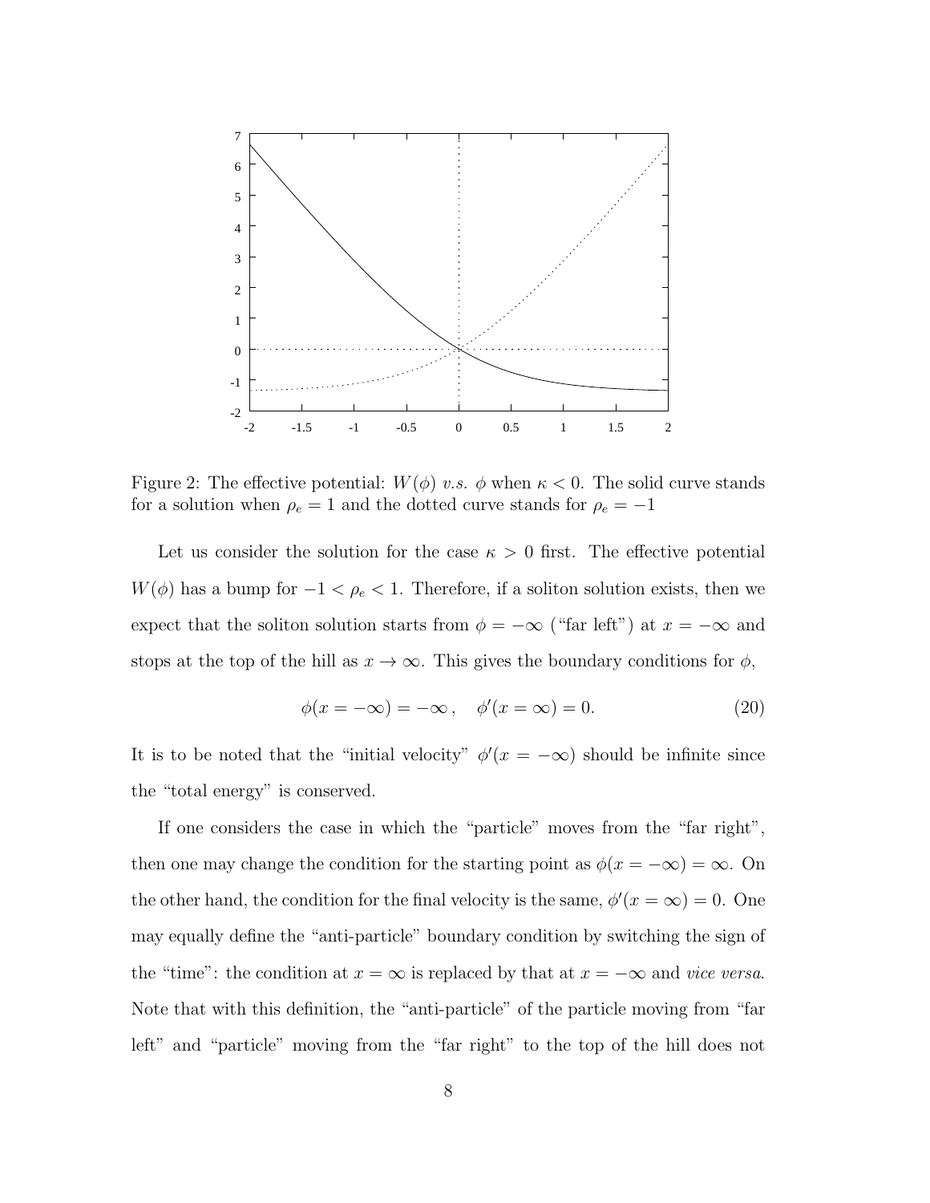Figure 2: The effective potential: $W(\phi)$ *v.s.* $\phi$ when $\kappa < 0$. The solid curve stands for a solution when $\rho_e = 1$ and the dotted curve stands for $\rho_e = -1$

Let us consider the solution for the case $\kappa > 0$ first. The effective potential $W(\phi)$ has a bump for $-1 < \rho_e < 1$. Therefore, if a soliton solution exists, then we expect that the soliton solution starts from $\phi = -\infty$ ("far left") at $x = -\infty$ and stops at the top of the hill as $x \to \infty$. This gives the boundary conditions for $\phi$,

$$\phi(x = -\infty) = -\infty\,, \quad \phi'(x = \infty) = 0. \tag{20}$$

It is to be noted that the "initial velocity" $\phi'(x = -\infty)$ should be infinite since the "total energy" is conserved.

If one considers the case in which the "particle" moves from the "far right", then one may change the condition for the starting point as $\phi(x = -\infty) = \infty$. On the other hand, the condition for the final velocity is the same, $\phi'(x = \infty) = 0$. One may equally define the "anti-particle" boundary condition by switching the sign of the "time": the condition at $x = \infty$ is replaced by that at $x = -\infty$ and *vice versa*. Note that with this definition, the "anti-particle" of the particle moving from "far left" and "particle" moving from the "far right" to the top of the hill does not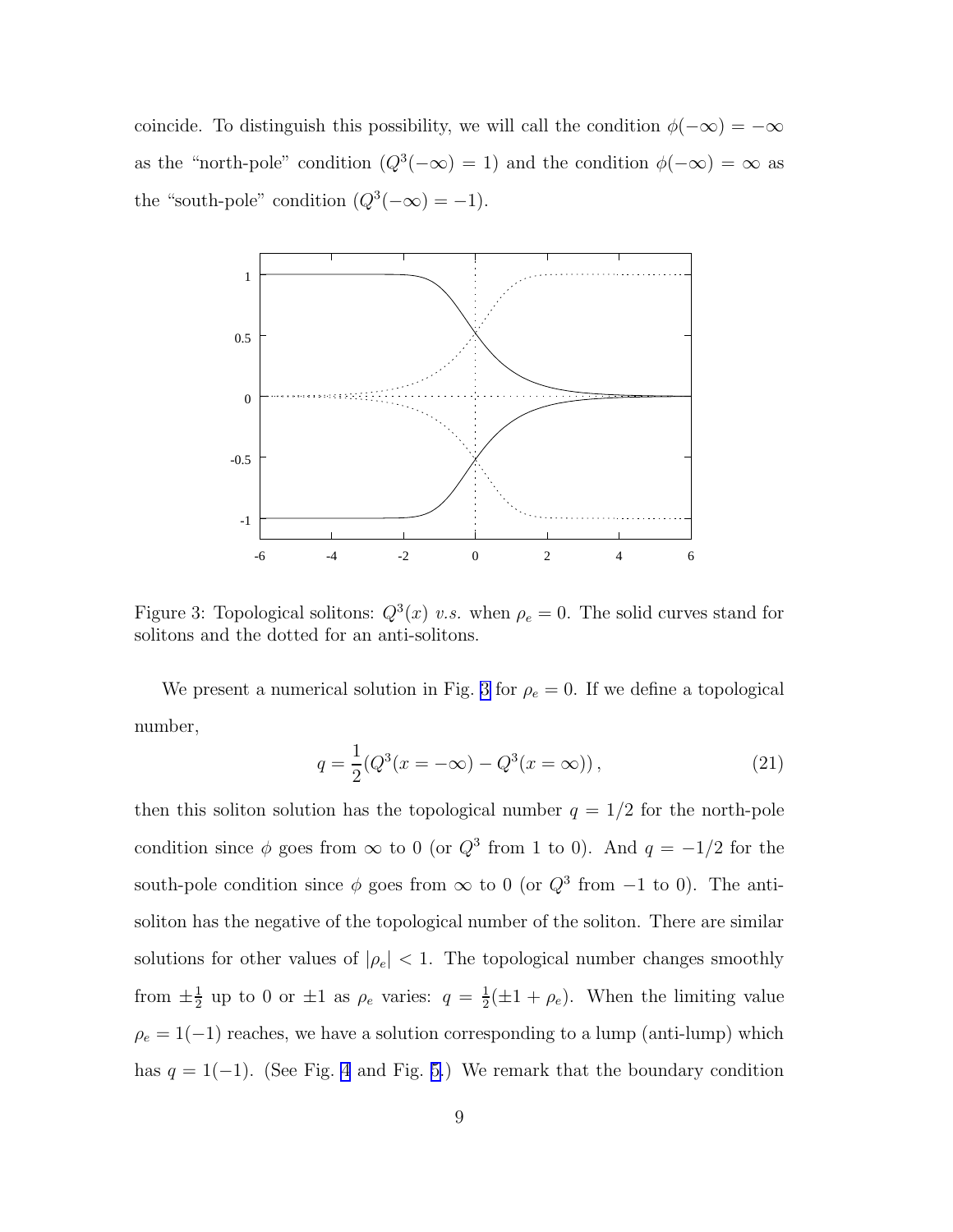coincide. To distinguish this possibility, we will call the condition $\phi(-\infty) = -\infty$ as the "north-pole" condition ($Q^3(-\infty) = 1$) and the condition $\phi(-\infty) = \infty$ as the "south-pole" condition ($Q^3(-\infty) = -1$).

Figure 3: Topological solitons: $Q^3(x)$ *v.s.* when $\rho_e = 0$. The solid curves stand for solitons and the dotted for an anti-solitons.

We present a numerical solution in Fig. 3 for $\rho_e = 0$. If we define a topological number,

$$q = \frac{1}{2}(Q^3(x = -\infty) - Q^3(x = \infty)), \tag{21}$$

then this soliton solution has the topological number $q = 1/2$ for the north-pole condition since $\phi$ goes from $\infty$ to 0 (or $Q^3$ from 1 to 0). And $q = -1/2$ for the south-pole condition since $\phi$ goes from $\infty$ to 0 (or $Q^3$ from $-1$ to 0). The anti-soliton has the negative of the topological number of the soliton. There are similar solutions for other values of $|\rho_e| < 1$. The topological number changes smoothly from $\pm\frac{1}{2}$ up to 0 or $\pm 1$ as $\rho_e$ varies: $q = \frac{1}{2}(\pm 1 + \rho_e)$. When the limiting value $\rho_e = 1(-1)$ reaches, we have a solution corresponding to a lump (anti-lump) which has $q = 1(-1)$. (See Fig. 4 and Fig. 5.) We remark that the boundary condition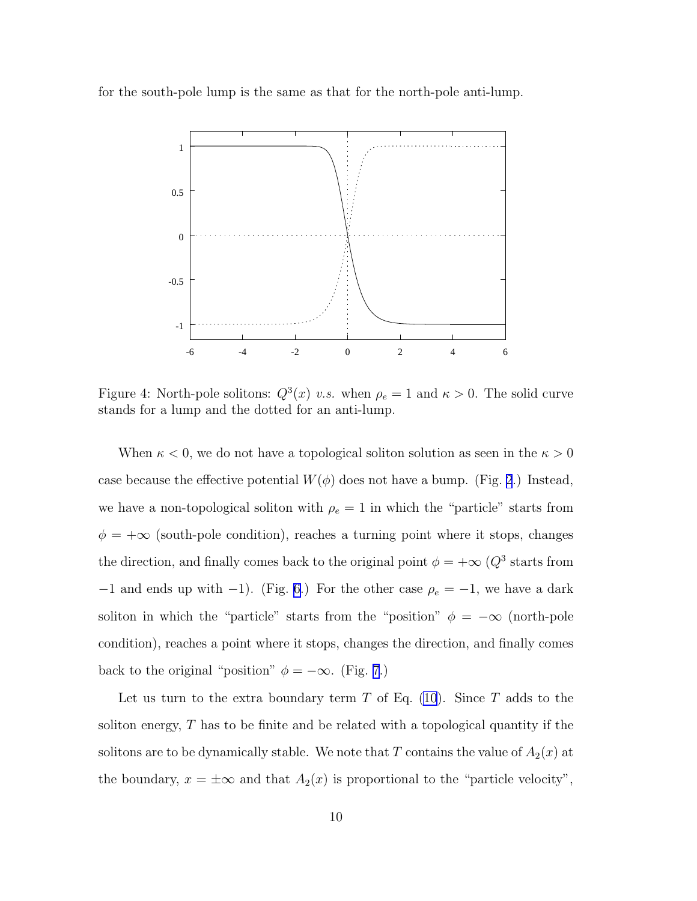for the south-pole lump is the same as that for the north-pole anti-lump.

Figure 4: North-pole solitons: $Q^3(x)$ *v.s.* when $\rho_e = 1$ and $\kappa > 0$. The solid curve stands for a lump and the dotted for an anti-lump.

When $\kappa < 0$, we do not have a topological soliton solution as seen in the $\kappa > 0$ case because the effective potential $W(\phi)$ does not have a bump. (Fig. 2.) Instead, we have a non-topological soliton with $\rho_e = 1$ in which the "particle" starts from $\phi = +\infty$ (south-pole condition), reaches a turning point where it stops, changes the direction, and finally comes back to the original point $\phi = +\infty$ ($Q^3$ starts from $-1$ and ends up with $-1$). (Fig. 6.) For the other case $\rho_e = -1$, we have a dark soliton in which the "particle" starts from the "position" $\phi = -\infty$ (north-pole condition), reaches a point where it stops, changes the direction, and finally comes back to the original "position" $\phi = -\infty$. (Fig. 7.)

Let us turn to the extra boundary term $T$ of Eq. (10). Since $T$ adds to the soliton energy, $T$ has to be finite and be related with a topological quantity if the solitons are to be dynamically stable. We note that $T$ contains the value of $A_2(x)$ at the boundary, $x = \pm\infty$ and that $A_2(x)$ is proportional to the "particle velocity",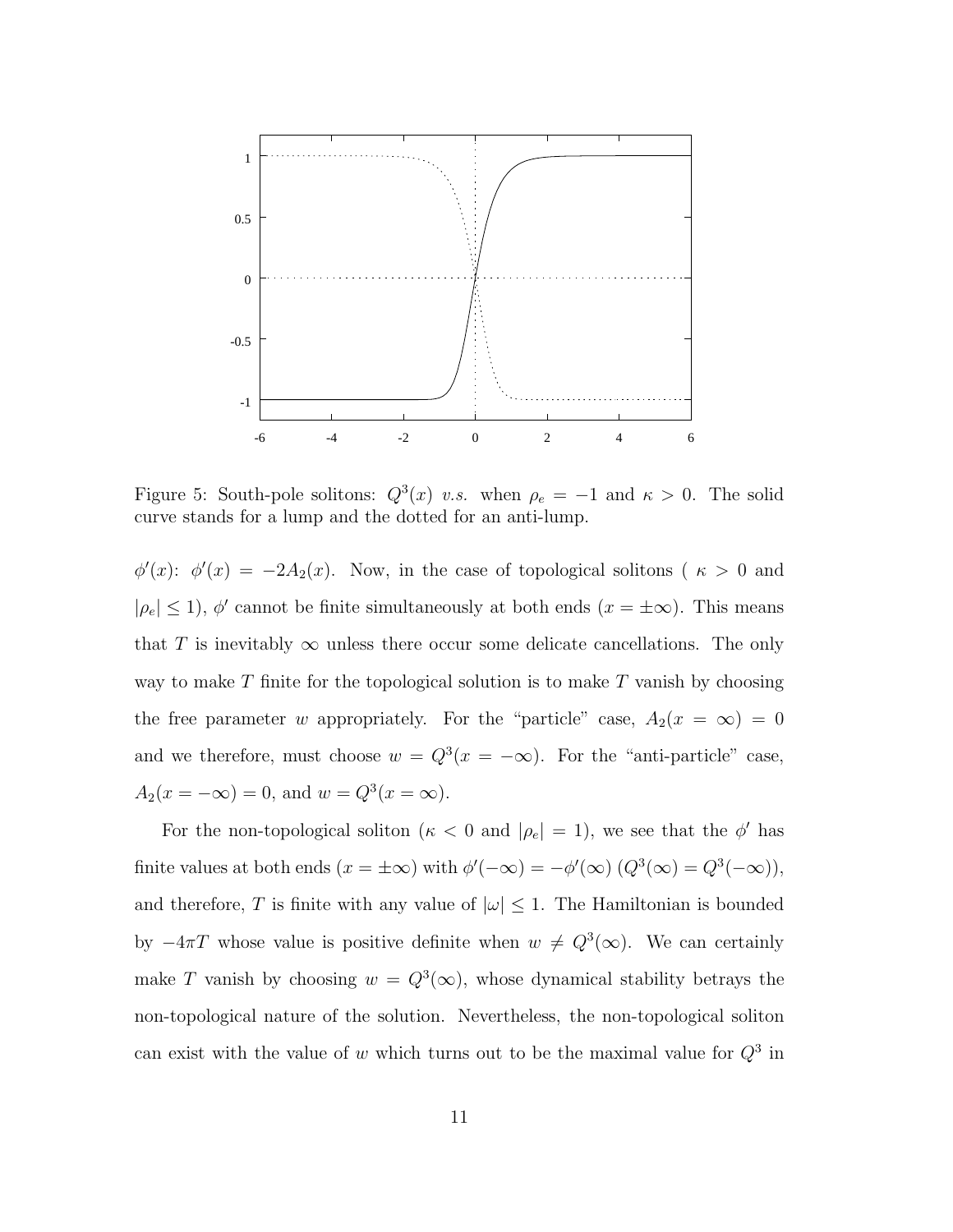Figure 5: South-pole solitons: $Q^3(x)$ *v.s.* when $\rho_e = -1$ and $\kappa > 0$. The solid curve stands for a lump and the dotted for an anti-lump.

$\phi'(x)$: $\phi'(x) = -2A_2(x)$. Now, in the case of topological solitons ( $\kappa > 0$ and $|\rho_e| \leq 1$), $\phi'$ cannot be finite simultaneously at both ends ($x = \pm\infty$). This means that $T$ is inevitably $\infty$ unless there occur some delicate cancellations. The only way to make $T$ finite for the topological solution is to make $T$ vanish by choosing the free parameter $w$ appropriately. For the "particle" case, $A_2(x = \infty) = 0$ and we therefore, must choose $w = Q^3(x = -\infty)$. For the "anti-particle" case, $A_2(x = -\infty) = 0$, and $w = Q^3(x = \infty)$.

For the non-topological soliton ($\kappa < 0$ and $|\rho_e| = 1$), we see that the $\phi'$ has finite values at both ends ($x = \pm\infty$) with $\phi'(-\infty) = -\phi'(\infty)$ ($Q^3(\infty) = Q^3(-\infty)$), and therefore, $T$ is finite with any value of $|\omega| \leq 1$. The Hamiltonian is bounded by $-4\pi T$ whose value is positive definite when $w \neq Q^3(\infty)$. We can certainly make $T$ vanish by choosing $w = Q^3(\infty)$, whose dynamical stability betrays the non-topological nature of the solution. Nevertheless, the non-topological soliton can exist with the value of $w$ which turns out to be the maximal value for $Q^3$ in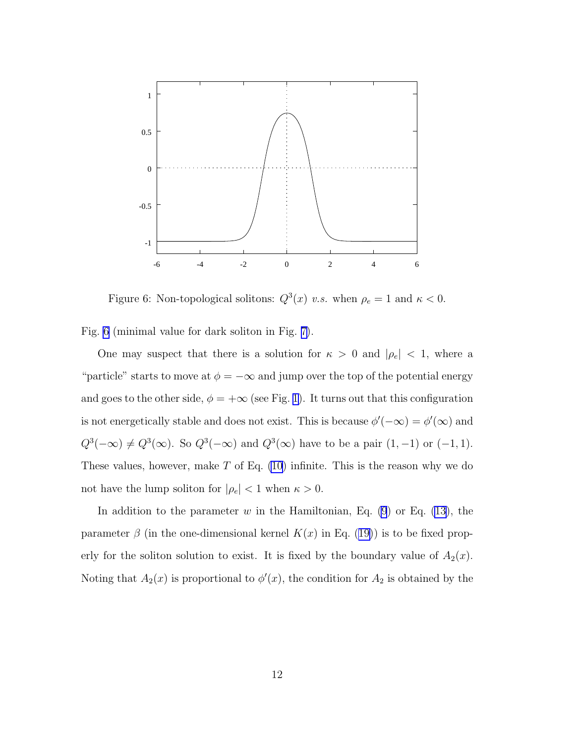Figure 6: Non-topological solitons: $Q^3(x)$ *v.s.* when $\rho_e = 1$ and $\kappa < 0$.

Fig. 6 (minimal value for dark soliton in Fig. 7).

One may suspect that there is a solution for $\kappa > 0$ and $|\rho_e| < 1$, where a "particle" starts to move at $\phi = -\infty$ and jump over the top of the potential energy and goes to the other side, $\phi = +\infty$ (see Fig. 1). It turns out that this configuration is not energetically stable and does not exist. This is because $\phi'(-\infty) = \phi'(\infty)$ and $Q^3(-\infty) \neq Q^3(\infty)$. So $Q^3(-\infty)$ and $Q^3(\infty)$ have to be a pair $(1, -1)$ or $(-1, 1)$. These values, however, make $T$ of Eq. (10) infinite. This is the reason why we do not have the lump soliton for $|\rho_e| < 1$ when $\kappa > 0$.

In addition to the parameter $w$ in the Hamiltonian, Eq. (9) or Eq. (13), the parameter $\beta$ (in the one-dimensional kernel $K(x)$ in Eq. (19)) is to be fixed properly for the soliton solution to exist. It is fixed by the boundary value of $A_2(x)$. Noting that $A_2(x)$ is proportional to $\phi'(x)$, the condition for $A_2$ is obtained by the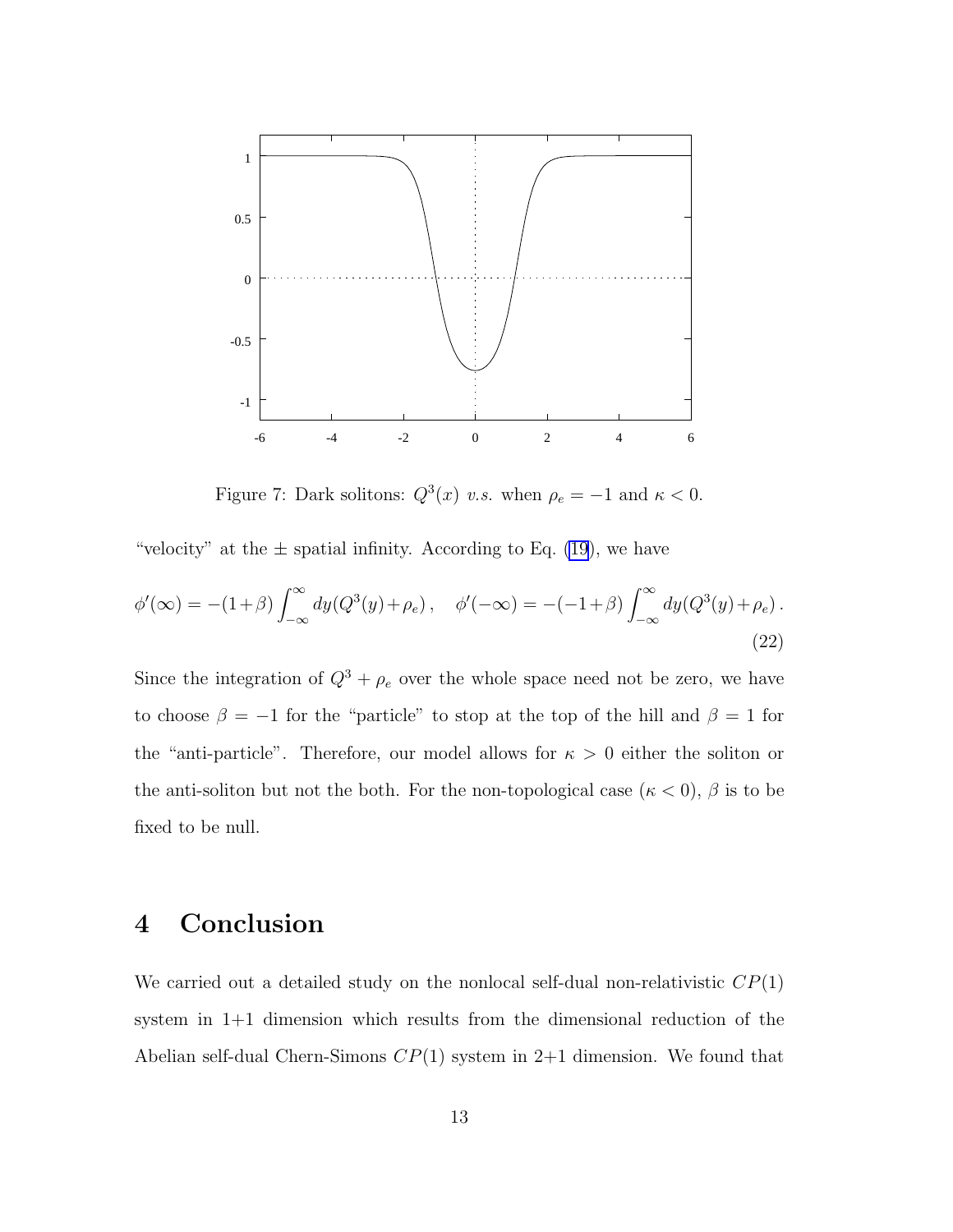Figure 7: Dark solitons: $Q^3(x)$ *v.s.* when $\rho_e = -1$ and $\kappa < 0$.

"velocity" at the $\pm$ spatial infinity. According to Eq. (19), we have

$$\phi'(\infty) = -(1+\beta)\int_{-\infty}^{\infty} dy (Q^3(y) + \rho_e)\,, \quad \phi'(-\infty) = -(-1+\beta)\int_{-\infty}^{\infty} dy (Q^3(y) + \rho_e)\,. \tag{22}$$

Since the integration of $Q^3 + \rho_e$ over the whole space need not be zero, we have to choose $\beta = -1$ for the "particle" to stop at the top of the hill and $\beta = 1$ for the "anti-particle". Therefore, our model allows for $\kappa > 0$ either the soliton or the anti-soliton but not the both. For the non-topological case ($\kappa < 0$), $\beta$ is to be fixed to be null.

# 4 Conclusion

We carried out a detailed study on the nonlocal self-dual non-relativistic $CP(1)$ system in 1+1 dimension which results from the dimensional reduction of the Abelian self-dual Chern-Simons $CP(1)$ system in 2+1 dimension. We found that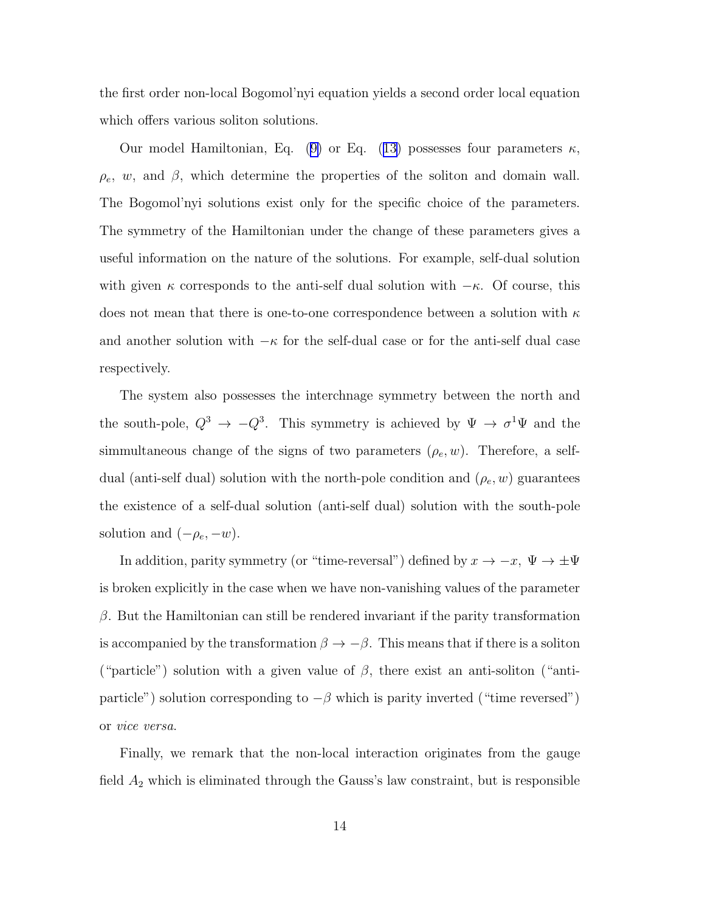the first order non-local Bogomol'nyi equation yields a second order local equation which offers various soliton solutions.

Our model Hamiltonian, Eq. (9) or Eq. (13) possesses four parameters $\kappa$, $\rho_e$, $w$, and $\beta$, which determine the properties of the soliton and domain wall. The Bogomol'nyi solutions exist only for the specific choice of the parameters. The symmetry of the Hamiltonian under the change of these parameters gives a useful information on the nature of the solutions. For example, self-dual solution with given $\kappa$ corresponds to the anti-self dual solution with $-\kappa$. Of course, this does not mean that there is one-to-one correspondence between a solution with $\kappa$ and another solution with $-\kappa$ for the self-dual case or for the anti-self dual case respectively.

The system also possesses the interchnage symmetry between the north and the south-pole, $Q^3 \to -Q^3$. This symmetry is achieved by $\Psi \to \sigma^1 \Psi$ and the simmultaneous change of the signs of two parameters $(\rho_e, w)$. Therefore, a self-dual (anti-self dual) solution with the north-pole condition and $(\rho_e, w)$ guarantees the existence of a self-dual solution (anti-self dual) solution with the south-pole solution and $(-\rho_e, -w)$.

In addition, parity symmetry (or "time-reversal") defined by $x \to -x$, $\Psi \to \pm\Psi$ is broken explicitly in the case when we have non-vanishing values of the parameter $\beta$. But the Hamiltonian can still be rendered invariant if the parity transformation is accompanied by the transformation $\beta \to -\beta$. This means that if there is a soliton ("particle") solution with a given value of $\beta$, there exist an anti-soliton ("anti-particle") solution corresponding to $-\beta$ which is parity inverted ("time reversed") or *vice versa*.

Finally, we remark that the non-local interaction originates from the gauge field $A_2$ which is eliminated through the Gauss's law constraint, but is responsible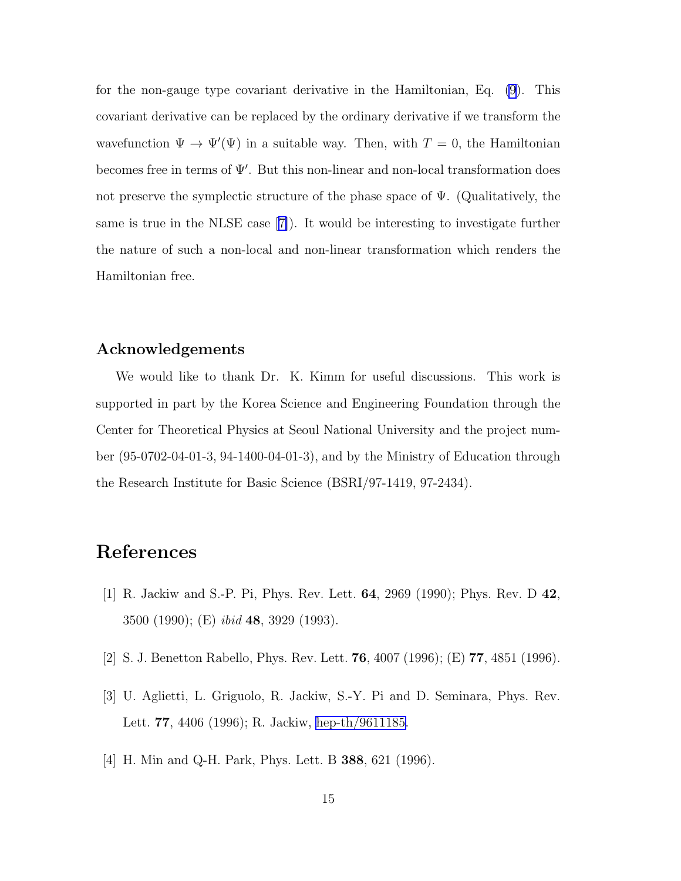for the non-gauge type covariant derivative in the Hamiltonian, Eq. (9). This covariant derivative can be replaced by the ordinary derivative if we transform the wavefunction $\Psi \rightarrow \Psi'(\Psi)$ in a suitable way. Then, with $T = 0$, the Hamiltonian becomes free in terms of $\Psi'$. But this non-linear and non-local transformation does not preserve the symplectic structure of the phase space of $\Psi$. (Qualitatively, the same is true in the NLSE case [7]). It would be interesting to investigate further the nature of such a non-local and non-linear transformation which renders the Hamiltonian free.

## Acknowledgements

We would like to thank Dr. K. Kimm for useful discussions. This work is supported in part by the Korea Science and Engineering Foundation through the Center for Theoretical Physics at Seoul National University and the project number (95-0702-04-01-3, 94-1400-04-01-3), and by the Ministry of Education through the Research Institute for Basic Science (BSRI/97-1419, 97-2434).

# References

[1] R. Jackiw and S.-P. Pi, Phys. Rev. Lett. **64**, 2969 (1990); Phys. Rev. D **42**, 3500 (1990); (E) *ibid* **48**, 3929 (1993).

[2] S. J. Benetton Rabello, Phys. Rev. Lett. **76**, 4007 (1996); (E) **77**, 4851 (1996).

[3] U. Aglietti, L. Griguolo, R. Jackiw, S.-Y. Pi and D. Seminara, Phys. Rev. Lett. **77**, 4406 (1996); R. Jackiw, hep-th/9611185.

[4] H. Min and Q-H. Park, Phys. Lett. B **388**, 621 (1996).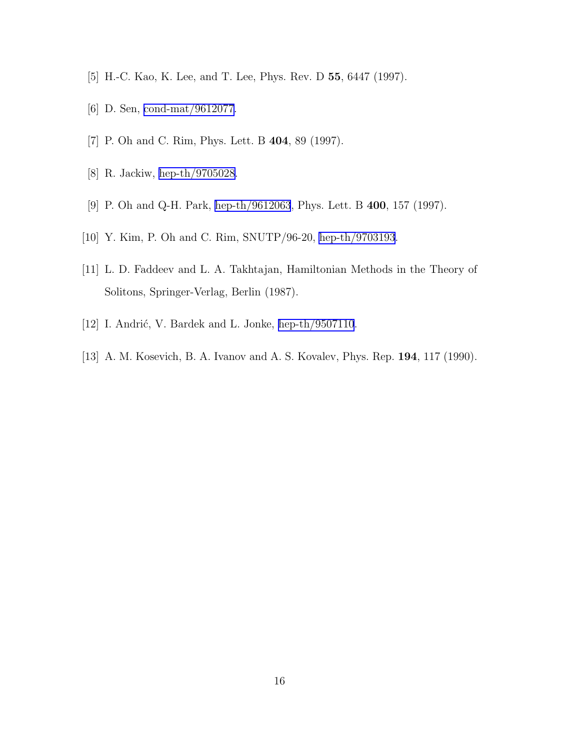[5] H.-C. Kao, K. Lee, and T. Lee, Phys. Rev. D **55**, 6447 (1997).

[6] D. Sen, cond-mat/9612077.

[7] P. Oh and C. Rim, Phys. Lett. B **404**, 89 (1997).

[8] R. Jackiw, hep-th/9705028.

[9] P. Oh and Q-H. Park, hep-th/9612063, Phys. Lett. B **400**, 157 (1997).

[10] Y. Kim, P. Oh and C. Rim, SNUTP/96-20, hep-th/9703193.

[11] L. D. Faddeev and L. A. Takhtajan, Hamiltonian Methods in the Theory of Solitons, Springer-Verlag, Berlin (1987).

[12] I. Andrić, V. Bardek and L. Jonke, hep-th/9507110.

[13] A. M. Kosevich, B. A. Ivanov and A. S. Kovalev, Phys. Rep. **194**, 117 (1990).